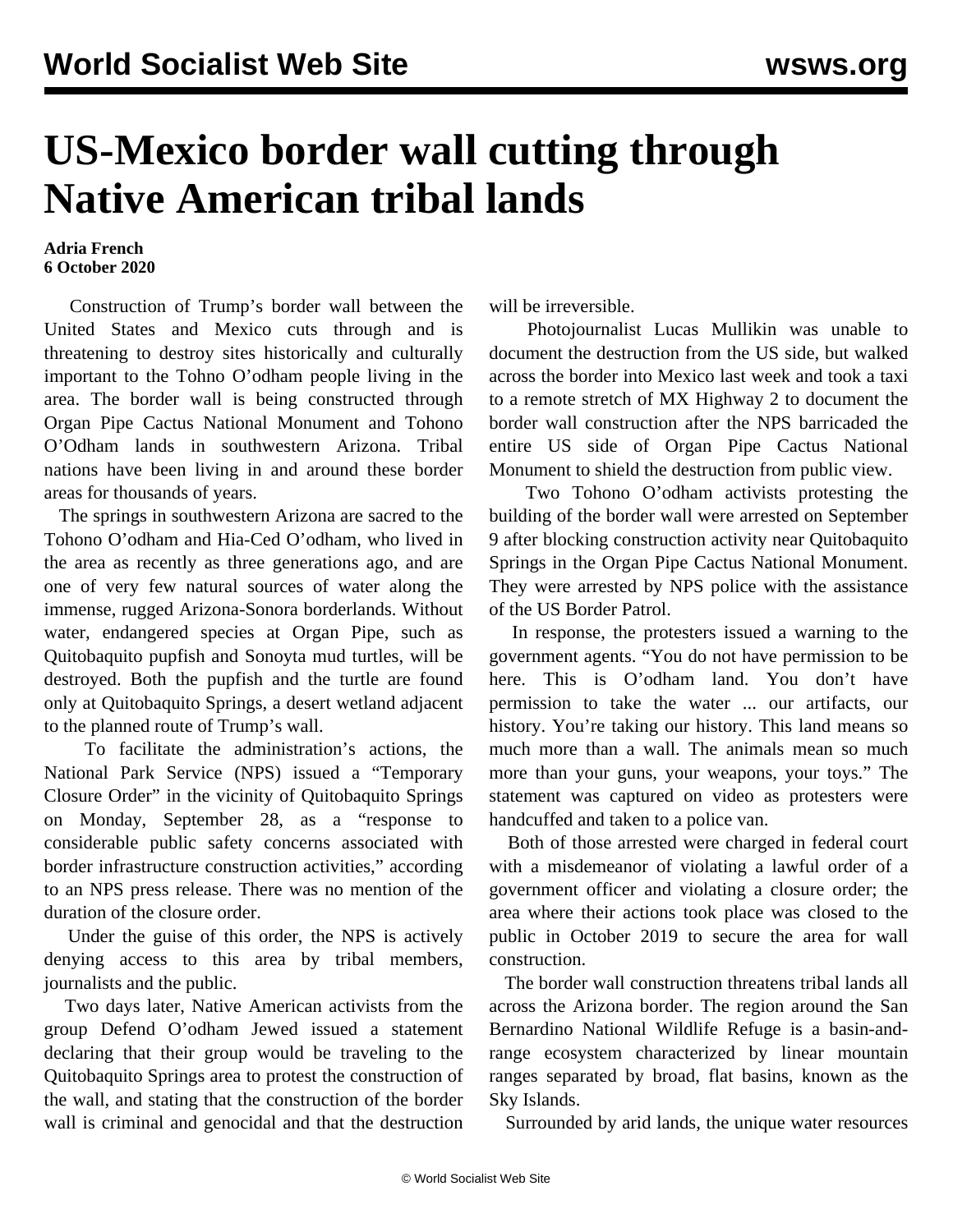# US-Mexico border wall cutting through Native American tribal lands

**Adria French**
**6 October 2020**

Construction of Trump's border wall between the United States and Mexico cuts through and is threatening to destroy sites historically and culturally important to the Tohno O'odham people living in the area. The border wall is being constructed through Organ Pipe Cactus National Monument and Tohono O'Odham lands in southwestern Arizona. Tribal nations have been living in and around these border areas for thousands of years.

The springs in southwestern Arizona are sacred to the Tohono O'odham and Hia-Ced O'odham, who lived in the area as recently as three generations ago, and are one of very few natural sources of water along the immense, rugged Arizona-Sonora borderlands. Without water, endangered species at Organ Pipe, such as Quitobaquito pupfish and Sonoyta mud turtles, will be destroyed. Both the pupfish and the turtle are found only at Quitobaquito Springs, a desert wetland adjacent to the planned route of Trump's wall.

To facilitate the administration's actions, the National Park Service (NPS) issued a "Temporary Closure Order" in the vicinity of Quitobaquito Springs on Monday, September 28, as a "response to considerable public safety concerns associated with border infrastructure construction activities," according to an NPS press release. There was no mention of the duration of the closure order.

Under the guise of this order, the NPS is actively denying access to this area by tribal members, journalists and the public.

Two days later, Native American activists from the group Defend O'odham Jewed issued a statement declaring that their group would be traveling to the Quitobaquito Springs area to protest the construction of the wall, and stating that the construction of the border wall is criminal and genocidal and that the destruction will be irreversible.

Photojournalist Lucas Mullikin was unable to document the destruction from the US side, but walked across the border into Mexico last week and took a taxi to a remote stretch of MX Highway 2 to document the border wall construction after the NPS barricaded the entire US side of Organ Pipe Cactus National Monument to shield the destruction from public view.

Two Tohono O'odham activists protesting the building of the border wall were arrested on September 9 after blocking construction activity near Quitobaquito Springs in the Organ Pipe Cactus National Monument. They were arrested by NPS police with the assistance of the US Border Patrol.

In response, the protesters issued a warning to the government agents. "You do not have permission to be here. This is O'odham land. You don't have permission to take the water ... our artifacts, our history. You're taking our history. This land means so much more than a wall. The animals mean so much more than your guns, your weapons, your toys." The statement was captured on video as protesters were handcuffed and taken to a police van.

Both of those arrested were charged in federal court with a misdemeanor of violating a lawful order of a government officer and violating a closure order; the area where their actions took place was closed to the public in October 2019 to secure the area for wall construction.

The border wall construction threatens tribal lands all across the Arizona border. The region around the San Bernardino National Wildlife Refuge is a basin-and-range ecosystem characterized by linear mountain ranges separated by broad, flat basins, known as the Sky Islands.

Surrounded by arid lands, the unique water resources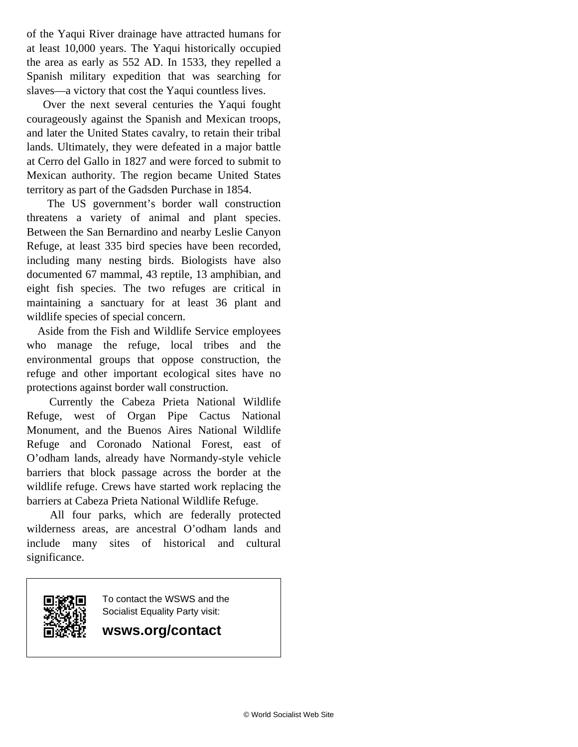of the Yaqui River drainage have attracted humans for at least 10,000 years. The Yaqui historically occupied the area as early as 552 AD. In 1533, they repelled a Spanish military expedition that was searching for slaves—a victory that cost the Yaqui countless lives.

Over the next several centuries the Yaqui fought courageously against the Spanish and Mexican troops, and later the United States cavalry, to retain their tribal lands. Ultimately, they were defeated in a major battle at Cerro del Gallo in 1827 and were forced to submit to Mexican authority. The region became United States territory as part of the Gadsden Purchase in 1854.

The US government's border wall construction threatens a variety of animal and plant species. Between the San Bernardino and nearby Leslie Canyon Refuge, at least 335 bird species have been recorded, including many nesting birds. Biologists have also documented 67 mammal, 43 reptile, 13 amphibian, and eight fish species. The two refuges are critical in maintaining a sanctuary for at least 36 plant and wildlife species of special concern.

Aside from the Fish and Wildlife Service employees who manage the refuge, local tribes and the environmental groups that oppose construction, the refuge and other important ecological sites have no protections against border wall construction.

Currently the Cabeza Prieta National Wildlife Refuge, west of Organ Pipe Cactus National Monument, and the Buenos Aires National Wildlife Refuge and Coronado National Forest, east of O'odham lands, already have Normandy-style vehicle barriers that block passage across the border at the wildlife refuge. Crews have started work replacing the barriers at Cabeza Prieta National Wildlife Refuge.

All four parks, which are federally protected wilderness areas, are ancestral O'odham lands and include many sites of historical and cultural significance.

To contact the WSWS and the Socialist Equality Party visit:

**wsws.org/contact**